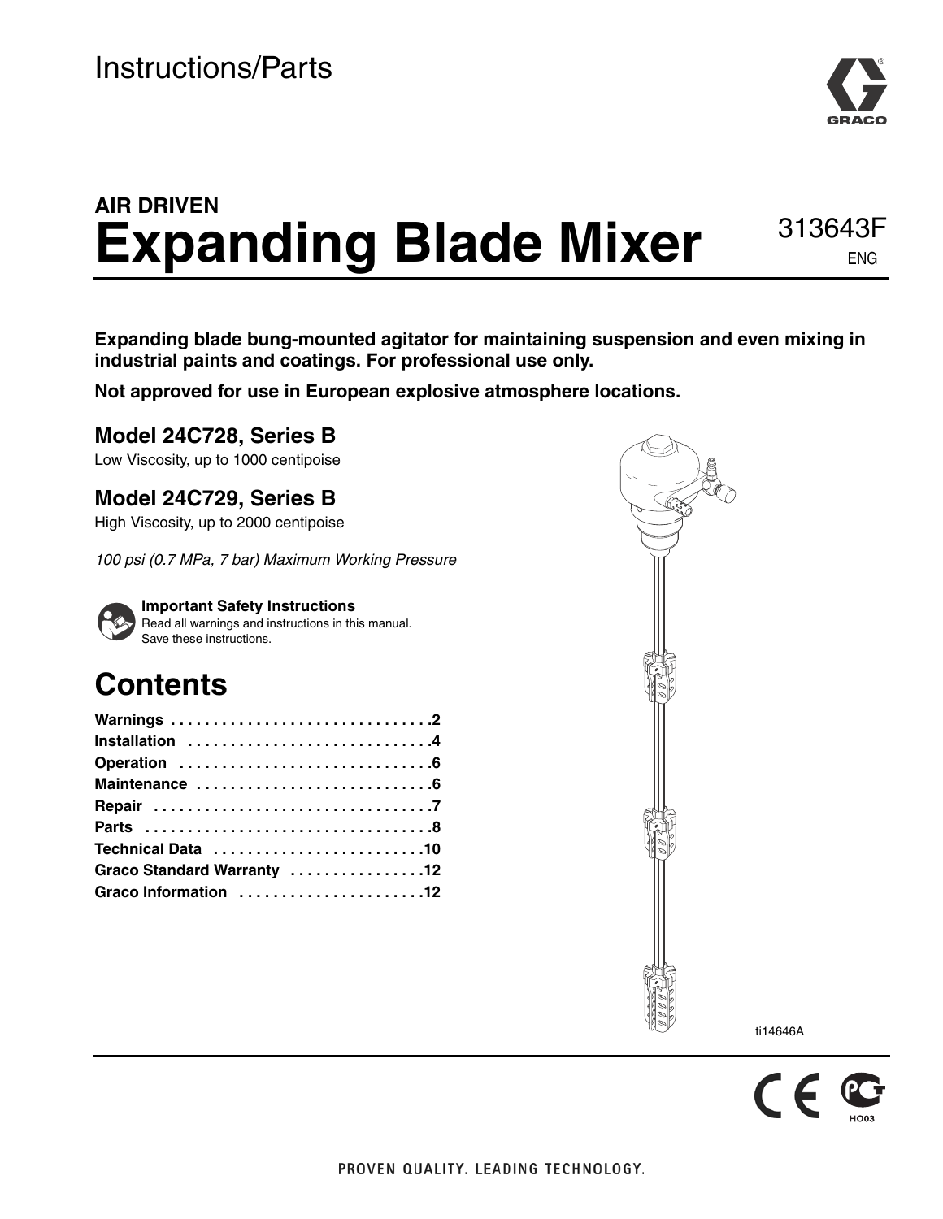Instructions/Parts

# AIR DRIVEN Expanding Blade Mixer

313643F

ENG

**Expanding blade bung-mounted agitator for maintaining suspension and even mixing in industrial paints and coatings. For professional use only.**

**Not approved for use in European explosive atmosphere locations.**

### Model 24C728, Series B

Low Viscosity, up to 1000 centipoise

### Model 24C729, Series B

High Viscosity, up to 2000 centipoise

*100 psi (0.7 MPa, 7 bar) Maximum Working Pressure*

**Important Safety Instructions**
Read all warnings and instructions in this manual.
Save these instructions.

ti14646A

## Contents

| | |
|---|---|
| **Warnings** | **2** |
| **Installation** | **4** |
| **Operation** | **6** |
| **Maintenance** | **6** |
| **Repair** | **7** |
| **Parts** | **8** |
| **Technical Data** | **10** |
| **Graco Standard Warranty** | **12** |
| **Graco Information** | **12** |

HO03

PROVEN QUALITY. LEADING TECHNOLOGY.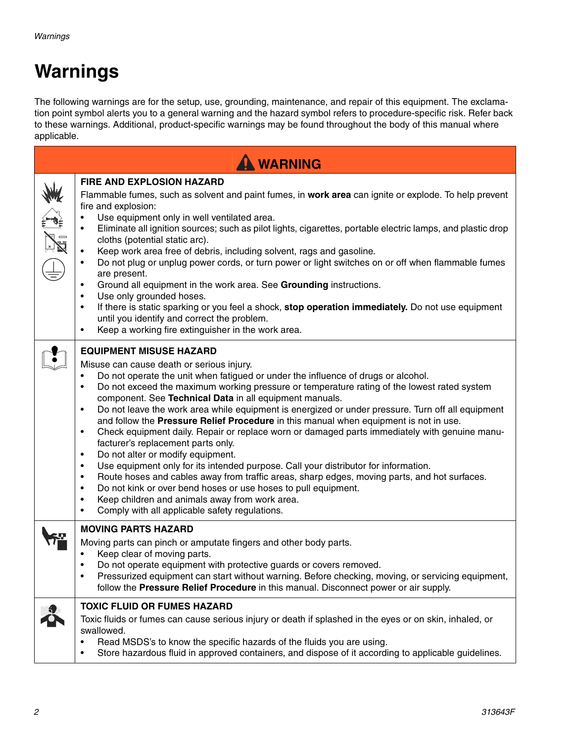# Warnings

The following warnings are for the setup, use, grounding, maintenance, and repair of this equipment. The exclamation point symbol alerts you to a general warning and the hazard symbol refers to procedure-specific risk. Refer back to these warnings. Additional, product-specific warnings may be found throughout the body of this manual where applicable.

## ⚠ WARNING

### FIRE AND EXPLOSION HAZARD

Flammable fumes, such as solvent and paint fumes, in **work area** can ignite or explode. To help prevent fire and explosion:

- Use equipment only in well ventilated area.
- Eliminate all ignition sources; such as pilot lights, cigarettes, portable electric lamps, and plastic drop cloths (potential static arc).
- Keep work area free of debris, including solvent, rags and gasoline.
- Do not plug or unplug power cords, or turn power or light switches on or off when flammable fumes are present.
- Ground all equipment in the work area. See **Grounding** instructions.
- Use only grounded hoses.
- If there is static sparking or you feel a shock, **stop operation immediately.** Do not use equipment until you identify and correct the problem.
- Keep a working fire extinguisher in the work area.

### EQUIPMENT MISUSE HAZARD

Misuse can cause death or serious injury.

- Do not operate the unit when fatigued or under the influence of drugs or alcohol.
- Do not exceed the maximum working pressure or temperature rating of the lowest rated system component. See **Technical Data** in all equipment manuals.
- Do not leave the work area while equipment is energized or under pressure. Turn off all equipment and follow the **Pressure Relief Procedure** in this manual when equipment is not in use.
- Check equipment daily. Repair or replace worn or damaged parts immediately with genuine manufacturer's replacement parts only.
- Do not alter or modify equipment.
- Use equipment only for its intended purpose. Call your distributor for information.
- Route hoses and cables away from traffic areas, sharp edges, moving parts, and hot surfaces.
- Do not kink or over bend hoses or use hoses to pull equipment.
- Keep children and animals away from work area.
- Comply with all applicable safety regulations.

### MOVING PARTS HAZARD

Moving parts can pinch or amputate fingers and other body parts.

- Keep clear of moving parts.
- Do not operate equipment with protective guards or covers removed.
- Pressurized equipment can start without warning. Before checking, moving, or servicing equipment, follow the **Pressure Relief Procedure** in this manual. Disconnect power or air supply.

### TOXIC FLUID OR FUMES HAZARD

Toxic fluids or fumes can cause serious injury or death if splashed in the eyes or on skin, inhaled, or swallowed.

- Read MSDS's to know the specific hazards of the fluids you are using.
- Store hazardous fluid in approved containers, and dispose of it according to applicable guidelines.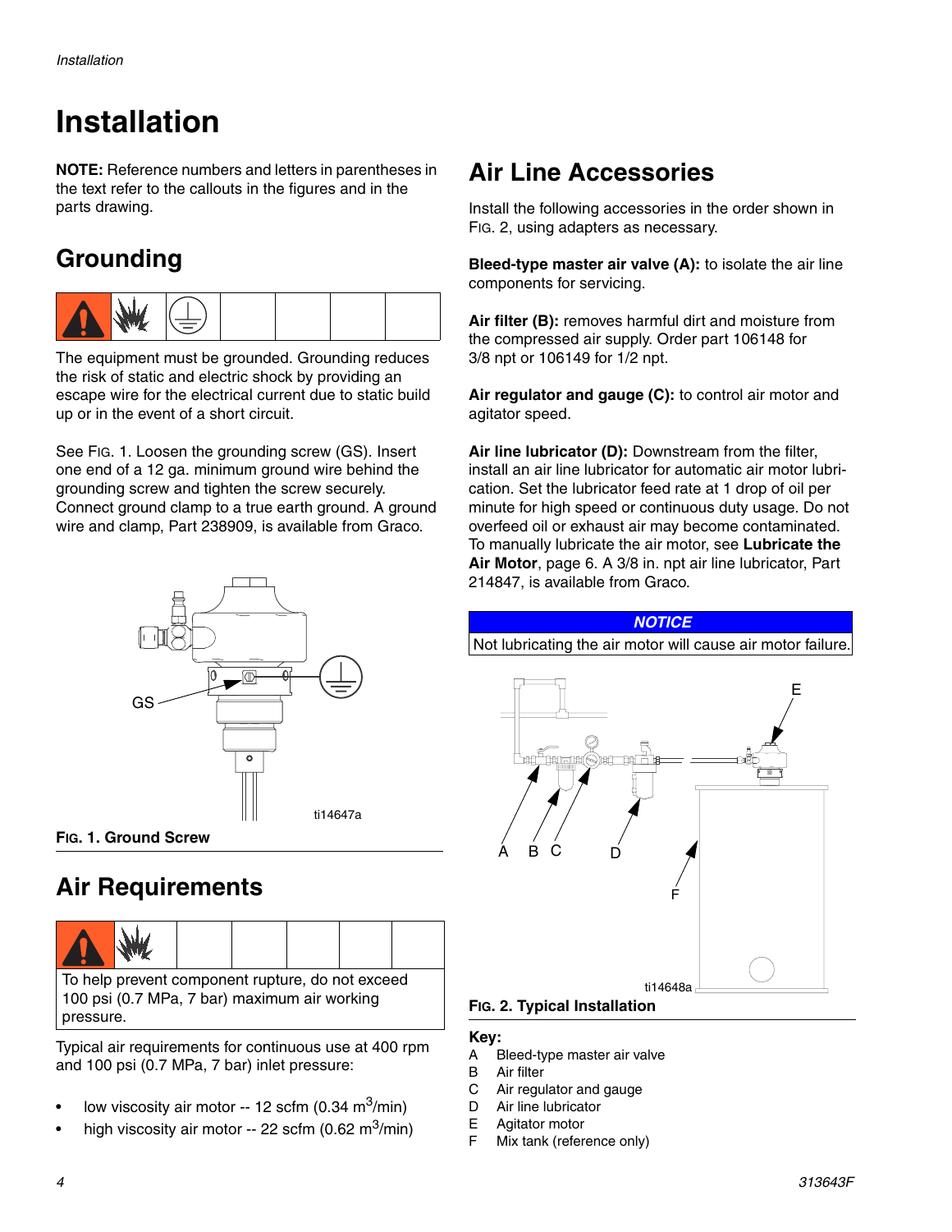# Installation

**NOTE:** Reference numbers and letters in parentheses in the text refer to the callouts in the figures and in the parts drawing.

## Grounding

The equipment must be grounded. Grounding reduces the risk of static and electric shock by providing an escape wire for the electrical current due to static build up or in the event of a short circuit.

See FIG. 1. Loosen the grounding screw (GS). Insert one end of a 12 ga. minimum ground wire behind the grounding screw and tighten the screw securely. Connect ground clamp to a true earth ground. A ground wire and clamp, Part 238909, is available from Graco.

**FIG. 1. Ground Screw**

## Air Requirements

To help prevent component rupture, do not exceed 100 psi (0.7 MPa, 7 bar) maximum air working pressure.

Typical air requirements for continuous use at 400 rpm and 100 psi (0.7 MPa, 7 bar) inlet pressure:

- low viscosity air motor -- 12 scfm (0.34 $m^3$/min)
- high viscosity air motor -- 22 scfm (0.62 $m^3$/min)

## Air Line Accessories

Install the following accessories in the order shown in FIG. 2, using adapters as necessary.

**Bleed-type master air valve (A):** to isolate the air line components for servicing.

**Air filter (B):** removes harmful dirt and moisture from the compressed air supply. Order part 106148 for 3/8 npt or 106149 for 1/2 npt.

**Air regulator and gauge (C):** to control air motor and agitator speed.

**Air line lubricator (D):** Downstream from the filter, install an air line lubricator for automatic air motor lubrication. Set the lubricator feed rate at 1 drop of oil per minute for high speed or continuous duty usage. Do not overfeed oil or exhaust air may become contaminated. To manually lubricate the air motor, see **Lubricate the Air Motor**, page 6. A 3/8 in. npt air line lubricator, Part 214847, is available from Graco.

**NOTICE**

Not lubricating the air motor will cause air motor failure.

**FIG. 2. Typical Installation**

**Key:**

- A Bleed-type master air valve
- B Air filter
- C Air regulator and gauge
- D Air line lubricator
- E Agitator motor
- F Mix tank (reference only)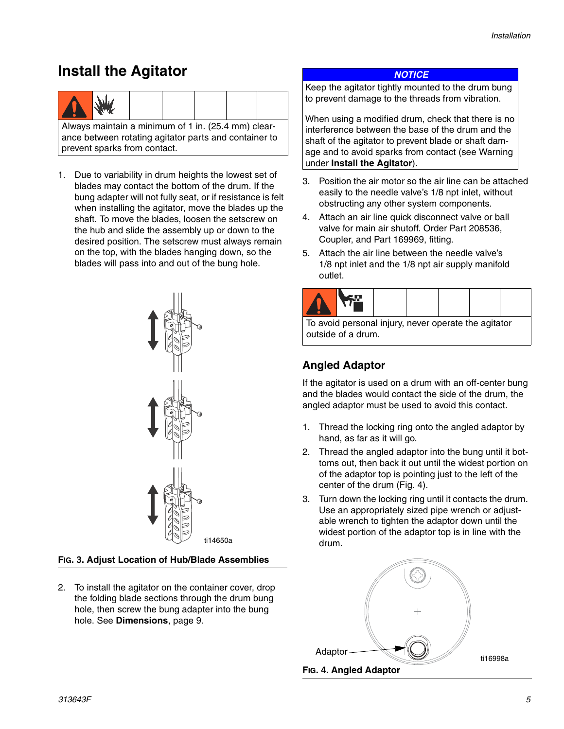## Install the Agitator

Always maintain a minimum of 1 in. (25.4 mm) clearance between rotating agitator parts and container to prevent sparks from contact.

1. Due to variability in drum heights the lowest set of blades may contact the bottom of the drum. If the bung adapter will not fully seat, or if resistance is felt when installing the agitator, move the blades up the shaft. To move the blades, loosen the setscrew on the hub and slide the assembly up or down to the desired position. The setscrew must always remain on the top, with the blades hanging down, so the blades will pass into and out of the bung hole.

ti14650a

**FIG. 3. Adjust Location of Hub/Blade Assemblies**

2. To install the agitator on the container cover, drop the folding blade sections through the drum bung hole, then screw the bung adapter into the bung hole. See **Dimensions**, page 9.

**NOTICE**

Keep the agitator tightly mounted to the drum bung to prevent damage to the threads from vibration.

When using a modified drum, check that there is no interference between the base of the drum and the shaft of the agitator to prevent blade or shaft damage and to avoid sparks from contact (see Warning under **Install the Agitator**).

3. Position the air motor so the air line can be attached easily to the needle valve's 1/8 npt inlet, without obstructing any other system components.
4. Attach an air line quick disconnect valve or ball valve for main air shutoff. Order Part 208536, Coupler, and Part 169969, fitting.
5. Attach the air line between the needle valve's 1/8 npt inlet and the 1/8 npt air supply manifold outlet.

To avoid personal injury, never operate the agitator outside of a drum.

### Angled Adaptor

If the agitator is used on a drum with an off-center bung and the blades would contact the side of the drum, the angled adaptor must be used to avoid this contact.

1. Thread the locking ring onto the angled adaptor by hand, as far as it will go.
2. Thread the angled adaptor into the bung until it bottoms out, then back it out until the widest portion on of the adaptor top is pointing just to the left of the center of the drum (Fig. 4).
3. Turn down the locking ring until it contacts the drum. Use an appropriately sized pipe wrench or adjustable wrench to tighten the adaptor down until the widest portion of the adaptor top is in line with the drum.

Adaptor

ti16998a

**FIG. 4. Angled Adaptor**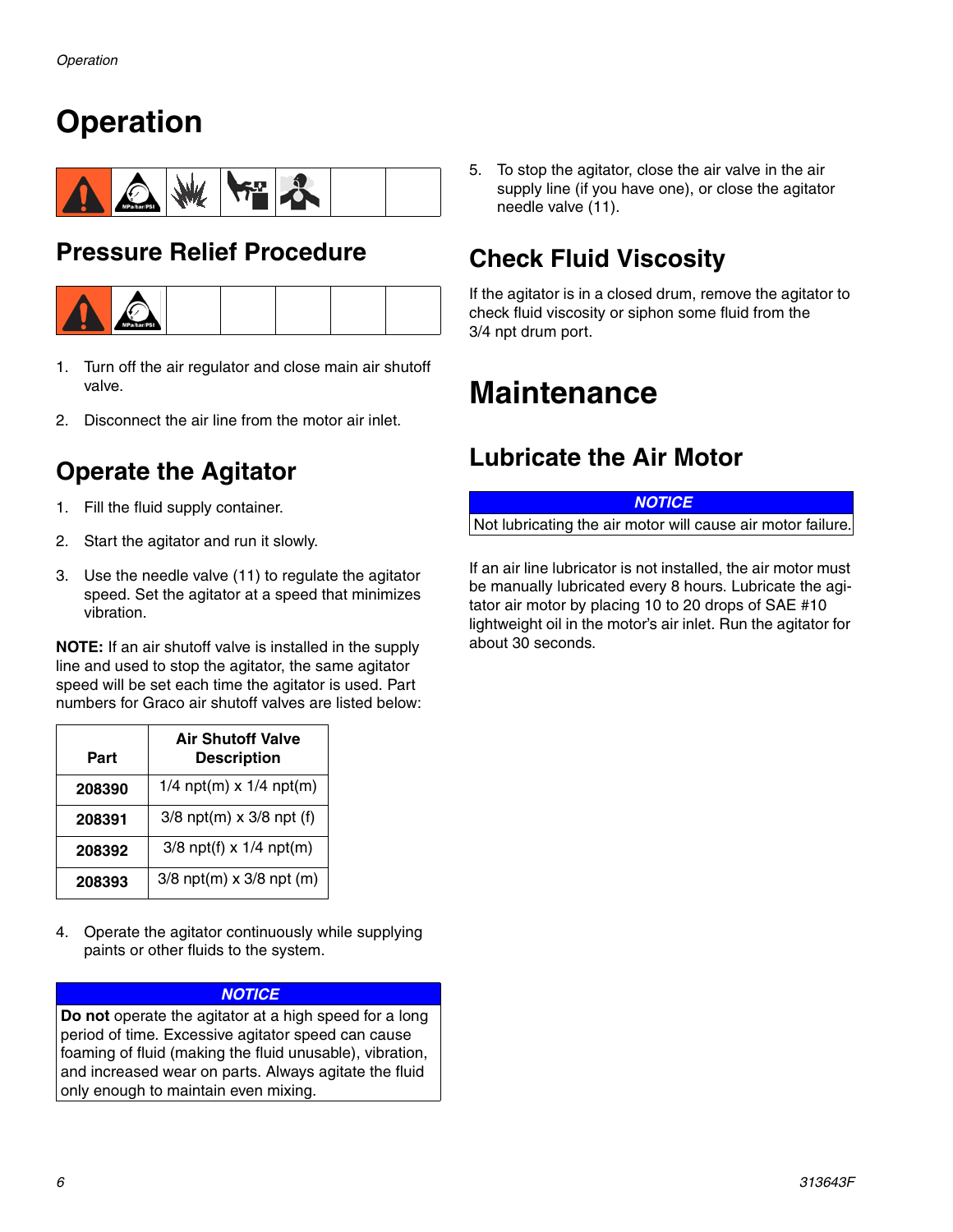# Operation

## Pressure Relief Procedure

1. Turn off the air regulator and close main air shutoff valve.
2. Disconnect the air line from the motor air inlet.

## Operate the Agitator

1. Fill the fluid supply container.
2. Start the agitator and run it slowly.
3. Use the needle valve (11) to regulate the agitator speed. Set the agitator at a speed that minimizes vibration.

**NOTE:** If an air shutoff valve is installed in the supply line and used to stop the agitator, the same agitator speed will be set each time the agitator is used. Part numbers for Graco air shutoff valves are listed below:

| Part | Air Shutoff Valve Description |
| --- | --- |
| **208390** | 1/4 npt(m) x 1/4 npt(m) |
| **208391** | 3/8 npt(m) x 3/8 npt (f) |
| **208392** | 3/8 npt(f) x 1/4 npt(m) |
| **208393** | 3/8 npt(m) x 3/8 npt (m) |

4. Operate the agitator continuously while supplying paints or other fluids to the system.

***NOTICE***

**Do not** operate the agitator at a high speed for a long period of time. Excessive agitator speed can cause foaming of fluid (making the fluid unusable), vibration, and increased wear on parts. Always agitate the fluid only enough to maintain even mixing.

5. To stop the agitator, close the air valve in the air supply line (if you have one), or close the agitator needle valve (11).

## Check Fluid Viscosity

If the agitator is in a closed drum, remove the agitator to check fluid viscosity or siphon some fluid from the 3/4 npt drum port.

# Maintenance

## Lubricate the Air Motor

***NOTICE***

Not lubricating the air motor will cause air motor failure.

If an air line lubricator is not installed, the air motor must be manually lubricated every 8 hours. Lubricate the agitator air motor by placing 10 to 20 drops of SAE #10 lightweight oil in the motor's air inlet. Run the agitator for about 30 seconds.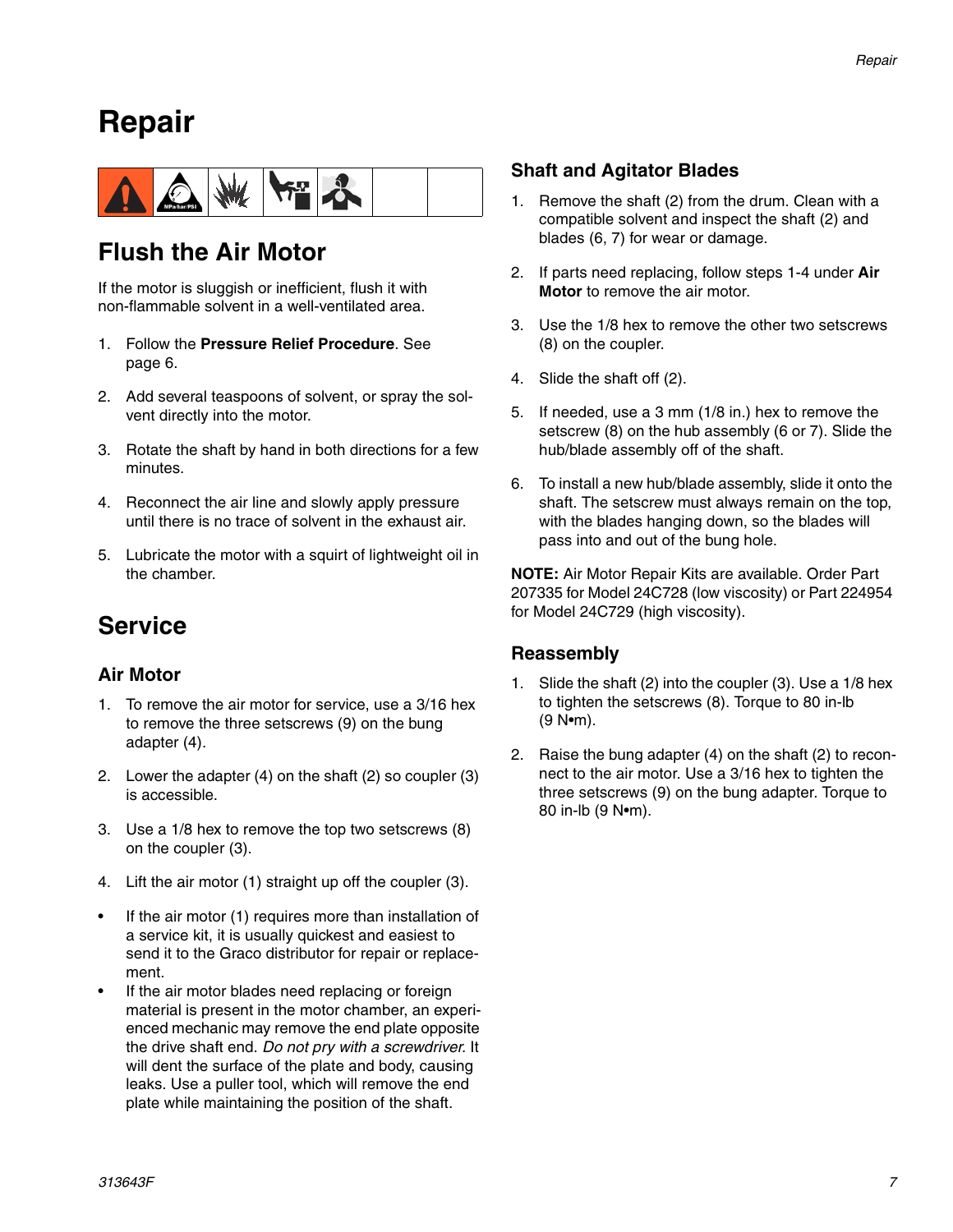# Repair

## Flush the Air Motor

If the motor is sluggish or inefficient, flush it with non-flammable solvent in a well-ventilated area.

1. Follow the **Pressure Relief Procedure**. See page 6.
2. Add several teaspoons of solvent, or spray the solvent directly into the motor.
3. Rotate the shaft by hand in both directions for a few minutes.
4. Reconnect the air line and slowly apply pressure until there is no trace of solvent in the exhaust air.
5. Lubricate the motor with a squirt of lightweight oil in the chamber.

## Service

### Air Motor

1. To remove the air motor for service, use a 3/16 hex to remove the three setscrews (9) on the bung adapter (4).
2. Lower the adapter (4) on the shaft (2) so coupler (3) is accessible.
3. Use a 1/8 hex to remove the top two setscrews (8) on the coupler (3).
4. Lift the air motor (1) straight up off the coupler (3).

- If the air motor (1) requires more than installation of a service kit, it is usually quickest and easiest to send it to the Graco distributor for repair or replacement.
- If the air motor blades need replacing or foreign material is present in the motor chamber, an experienced mechanic may remove the end plate opposite the drive shaft end. *Do not pry with a screwdriver.* It will dent the surface of the plate and body, causing leaks. Use a puller tool, which will remove the end plate while maintaining the position of the shaft.

### Shaft and Agitator Blades

1. Remove the shaft (2) from the drum. Clean with a compatible solvent and inspect the shaft (2) and blades (6, 7) for wear or damage.
2. If parts need replacing, follow steps 1-4 under **Air Motor** to remove the air motor.
3. Use the 1/8 hex to remove the other two setscrews (8) on the coupler.
4. Slide the shaft off (2).
5. If needed, use a 3 mm (1/8 in.) hex to remove the setscrew (8) on the hub assembly (6 or 7). Slide the hub/blade assembly off of the shaft.
6. To install a new hub/blade assembly, slide it onto the shaft. The setscrew must always remain on the top, with the blades hanging down, so the blades will pass into and out of the bung hole.

**NOTE:** Air Motor Repair Kits are available. Order Part 207335 for Model 24C728 (low viscosity) or Part 224954 for Model 24C729 (high viscosity).

### Reassembly

1. Slide the shaft (2) into the coupler (3). Use a 1/8 hex to tighten the setscrews (8). Torque to 80 in-lb (9 N•m).
2. Raise the bung adapter (4) on the shaft (2) to reconnect to the air motor. Use a 3/16 hex to tighten the three setscrews (9) on the bung adapter. Torque to 80 in-lb (9 N•m).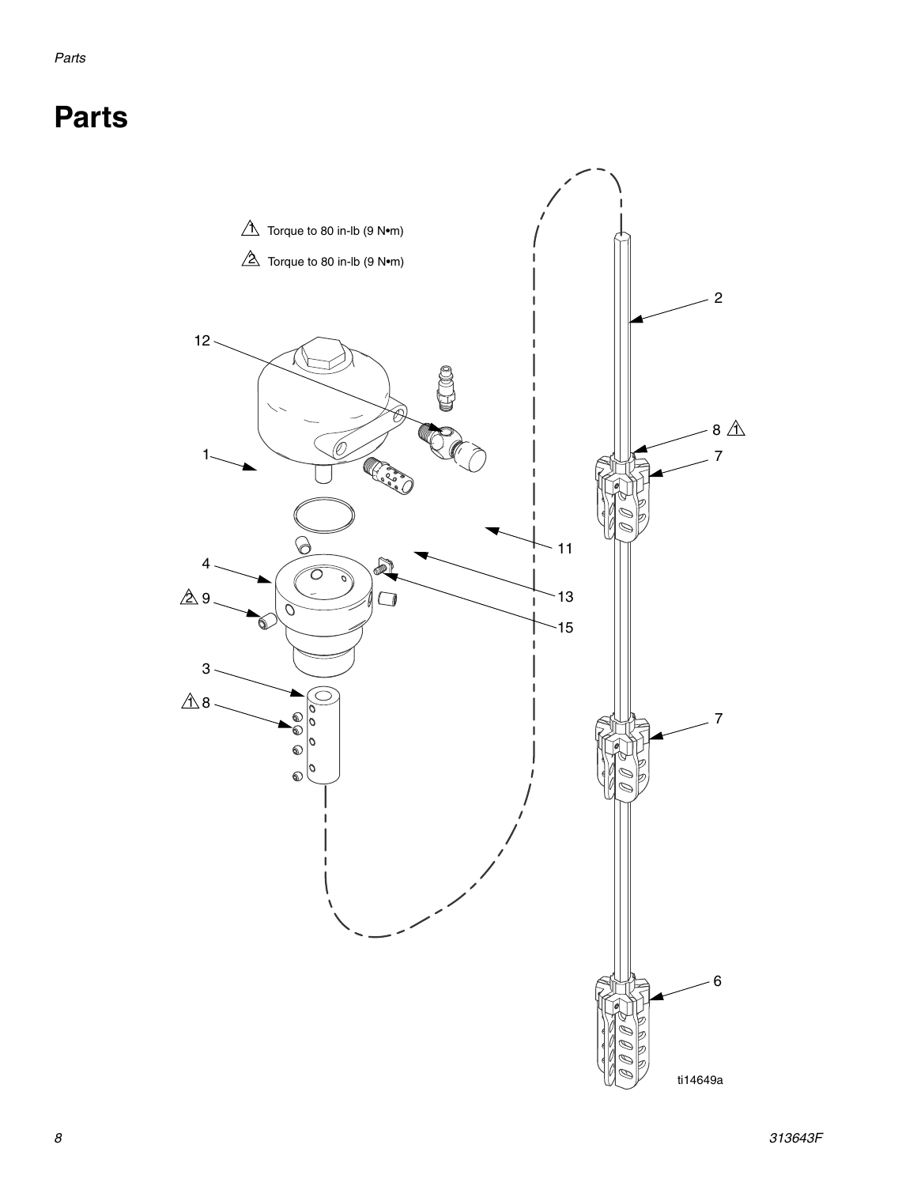# Parts

1 Torque to 80 in-lb (9 N•m)

2 Torque to 80 in-lb (9 N•m)

12

1

4

2 9

3

1 8

2

8 1

7

11

13

15

7

6

ti14649a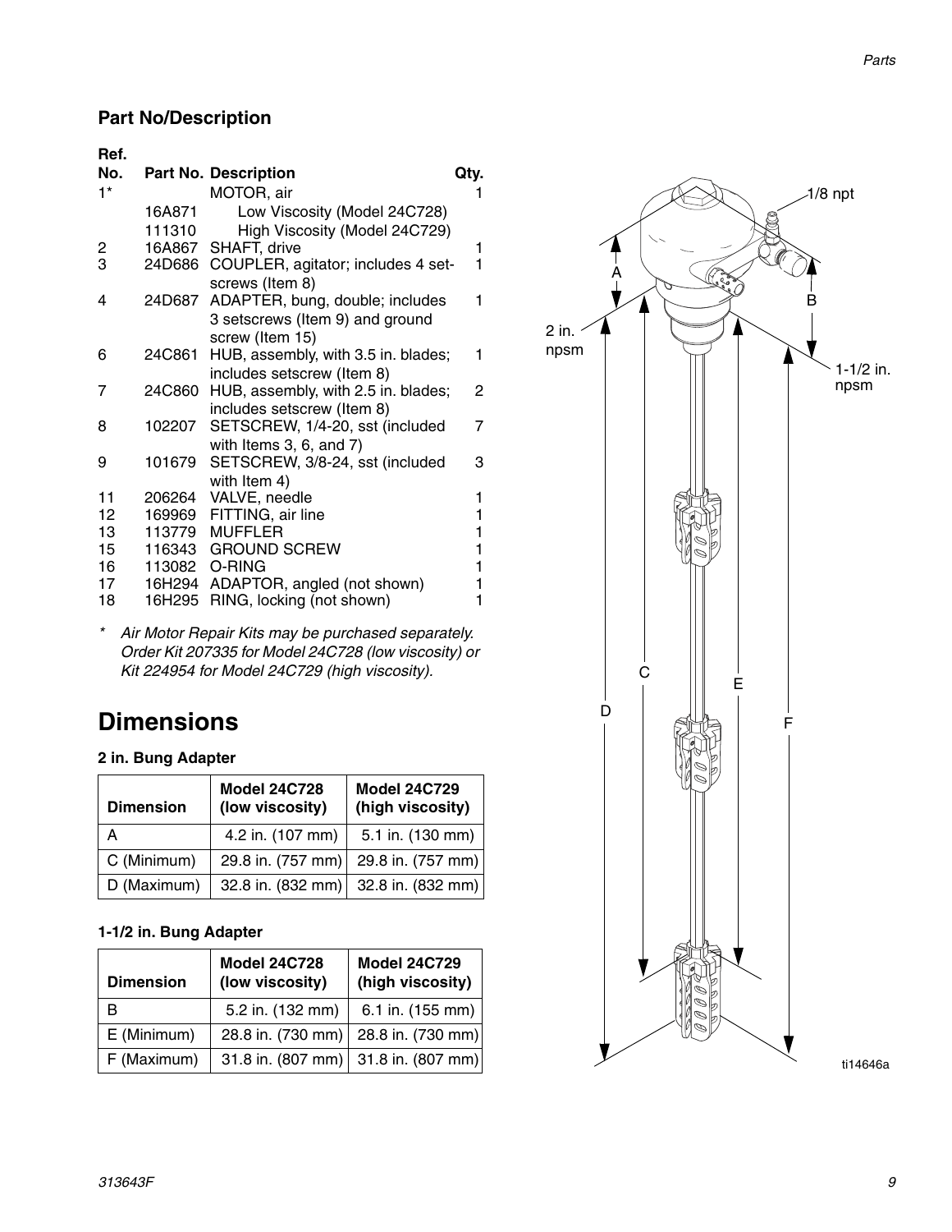## Part No/Description

| Ref. No. | Part No. | Description | Qty. |
|---|---|---|---|
| 1* | | MOTOR, air | 1 |
| | 16A871 | Low Viscosity (Model 24C728) | |
| | 111310 | High Viscosity (Model 24C729) | |
| 2 | 16A867 | SHAFT, drive | 1 |
| 3 | 24D686 | COUPLER, agitator; includes 4 setscrews (Item 8) | 1 |
| 4 | 24D687 | ADAPTER, bung, double; includes 3 setscrews (Item 9) and ground screw (Item 15) | 1 |
| 6 | 24C861 | HUB, assembly, with 3.5 in. blades; includes setscrew (Item 8) | 1 |
| 7 | 24C860 | HUB, assembly, with 2.5 in. blades; includes setscrew (Item 8) | 2 |
| 8 | 102207 | SETSCREW, 1/4-20, sst (included with Items 3, 6, and 7) | 7 |
| 9 | 101679 | SETSCREW, 3/8-24, sst (included with Item 4) | 3 |
| 11 | 206264 | VALVE, needle | 1 |
| 12 | 169969 | FITTING, air line | 1 |
| 13 | 113779 | MUFFLER | 1 |
| 15 | 116343 | GROUND SCREW | 1 |
| 16 | 113082 | O-RING | 1 |
| 17 | 16H294 | ADAPTOR, angled (not shown) | 1 |
| 18 | 16H295 | RING, locking (not shown) | 1 |

*\* Air Motor Repair Kits may be purchased separately. Order Kit 207335 for Model 24C728 (low viscosity) or Kit 224954 for Model 24C729 (high viscosity).*

# Dimensions

### 2 in. Bung Adapter

| Dimension | Model 24C728 (low viscosity) | Model 24C729 (high viscosity) |
|---|---|---|
| A | 4.2 in. (107 mm) | 5.1 in. (130 mm) |
| C (Minimum) | 29.8 in. (757 mm) | 29.8 in. (757 mm) |
| D (Maximum) | 32.8 in. (832 mm) | 32.8 in. (832 mm) |

### 1-1/2 in. Bung Adapter

| Dimension | Model 24C728 (low viscosity) | Model 24C729 (high viscosity) |
|---|---|---|
| B | 5.2 in. (132 mm) | 6.1 in. (155 mm) |
| E (Minimum) | 28.8 in. (730 mm) | 28.8 in. (730 mm) |
| F (Maximum) | 31.8 in. (807 mm) | 31.8 in. (807 mm) |

1/8 npt

2 in. npsm

1-1/2 in. npsm

ti14646a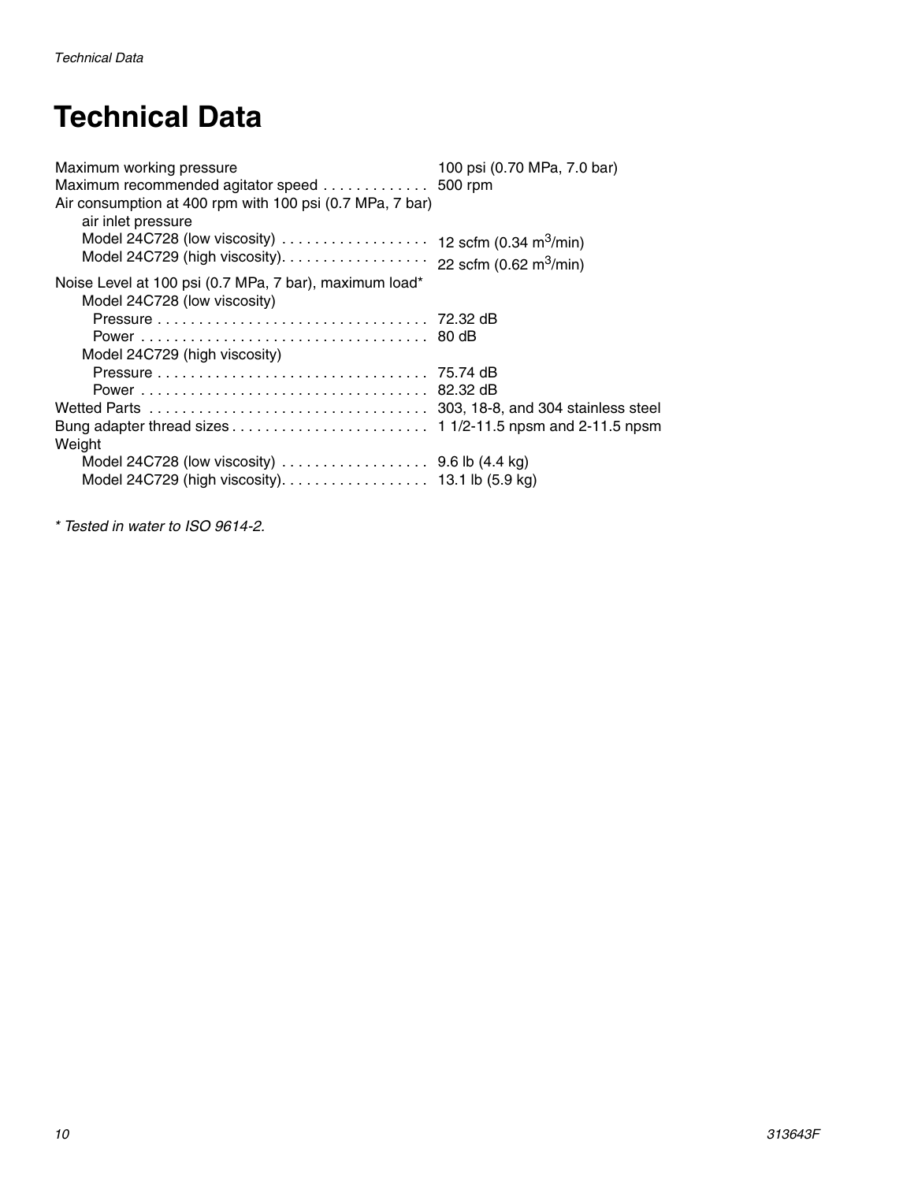# Technical Data

| | |
|---|---|
| Maximum working pressure | 100 psi (0.70 MPa, 7.0 bar) |
| Maximum recommended agitator speed | 500 rpm |
| Air consumption at 400 rpm with 100 psi (0.7 MPa, 7 bar) air inlet pressure | |
| Model 24C728 (low viscosity) | 12 scfm (0.34 $m^3$/min) |
| Model 24C729 (high viscosity) | 22 scfm (0.62 $m^3$/min) |
| Noise Level at 100 psi (0.7 MPa, 7 bar), maximum load* | |
| Model 24C728 (low viscosity) | |
| Pressure | 72.32 dB |
| Power | 80 dB |
| Model 24C729 (high viscosity) | |
| Pressure | 75.74 dB |
| Power | 82.32 dB |
| Wetted Parts | 303, 18-8, and 304 stainless steel |
| Bung adapter thread sizes | 1 1/2-11.5 npsm and 2-11.5 npsm |
| Weight | |
| Model 24C728 (low viscosity) | 9.6 lb (4.4 kg) |
| Model 24C729 (high viscosity) | 13.1 lb (5.9 kg) |

*\* Tested in water to ISO 9614-2.*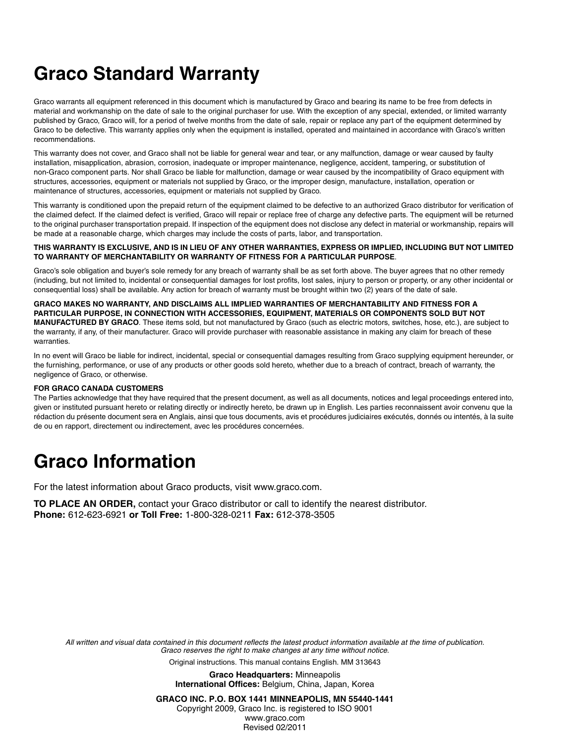# Graco Standard Warranty

Graco warrants all equipment referenced in this document which is manufactured by Graco and bearing its name to be free from defects in material and workmanship on the date of sale to the original purchaser for use. With the exception of any special, extended, or limited warranty published by Graco, Graco will, for a period of twelve months from the date of sale, repair or replace any part of the equipment determined by Graco to be defective. This warranty applies only when the equipment is installed, operated and maintained in accordance with Graco's written recommendations.

This warranty does not cover, and Graco shall not be liable for general wear and tear, or any malfunction, damage or wear caused by faulty installation, misapplication, abrasion, corrosion, inadequate or improper maintenance, negligence, accident, tampering, or substitution of non-Graco component parts. Nor shall Graco be liable for malfunction, damage or wear caused by the incompatibility of Graco equipment with structures, accessories, equipment or materials not supplied by Graco, or the improper design, manufacture, installation, operation or maintenance of structures, accessories, equipment or materials not supplied by Graco.

This warranty is conditioned upon the prepaid return of the equipment claimed to be defective to an authorized Graco distributor for verification of the claimed defect. If the claimed defect is verified, Graco will repair or replace free of charge any defective parts. The equipment will be returned to the original purchaser transportation prepaid. If inspection of the equipment does not disclose any defect in material or workmanship, repairs will be made at a reasonable charge, which charges may include the costs of parts, labor, and transportation.

**THIS WARRANTY IS EXCLUSIVE, AND IS IN LIEU OF ANY OTHER WARRANTIES, EXPRESS OR IMPLIED, INCLUDING BUT NOT LIMITED TO WARRANTY OF MERCHANTABILITY OR WARRANTY OF FITNESS FOR A PARTICULAR PURPOSE**.

Graco's sole obligation and buyer's sole remedy for any breach of warranty shall be as set forth above. The buyer agrees that no other remedy (including, but not limited to, incidental or consequential damages for lost profits, lost sales, injury to person or property, or any other incidental or consequential loss) shall be available. Any action for breach of warranty must be brought within two (2) years of the date of sale.

**GRACO MAKES NO WARRANTY, AND DISCLAIMS ALL IMPLIED WARRANTIES OF MERCHANTABILITY AND FITNESS FOR A PARTICULAR PURPOSE, IN CONNECTION WITH ACCESSORIES, EQUIPMENT, MATERIALS OR COMPONENTS SOLD BUT NOT MANUFACTURED BY GRACO**. These items sold, but not manufactured by Graco (such as electric motors, switches, hose, etc.), are subject to the warranty, if any, of their manufacturer. Graco will provide purchaser with reasonable assistance in making any claim for breach of these warranties.

In no event will Graco be liable for indirect, incidental, special or consequential damages resulting from Graco supplying equipment hereunder, or the furnishing, performance, or use of any products or other goods sold hereto, whether due to a breach of contract, breach of warranty, the negligence of Graco, or otherwise.

**FOR GRACO CANADA CUSTOMERS**
The Parties acknowledge that they have required that the present document, as well as all documents, notices and legal proceedings entered into, given or instituted pursuant hereto or relating directly or indirectly hereto, be drawn up in English. Les parties reconnaissent avoir convenu que la rédaction du présente document sera en Anglais, ainsi que tous documents, avis et procédures judiciaires exécutés, donnés ou intentés, à la suite de ou en rapport, directement ou indirectement, avec les procédures concernées.

# Graco Information

For the latest information about Graco products, visit www.graco.com.

**TO PLACE AN ORDER,** contact your Graco distributor or call to identify the nearest distributor.
**Phone:** 612-623-6921 **or Toll Free:** 1-800-328-0211 **Fax:** 612-378-3505

*All written and visual data contained in this document reflects the latest product information available at the time of publication. Graco reserves the right to make changes at any time without notice.*

Original instructions. This manual contains English. MM 313643

**Graco Headquarters:** Minneapolis
**International Offices:** Belgium, China, Japan, Korea

**GRACO INC. P.O. BOX 1441 MINNEAPOLIS, MN 55440-1441**
Copyright 2009, Graco Inc. is registered to ISO 9001
www.graco.com
Revised 02/2011